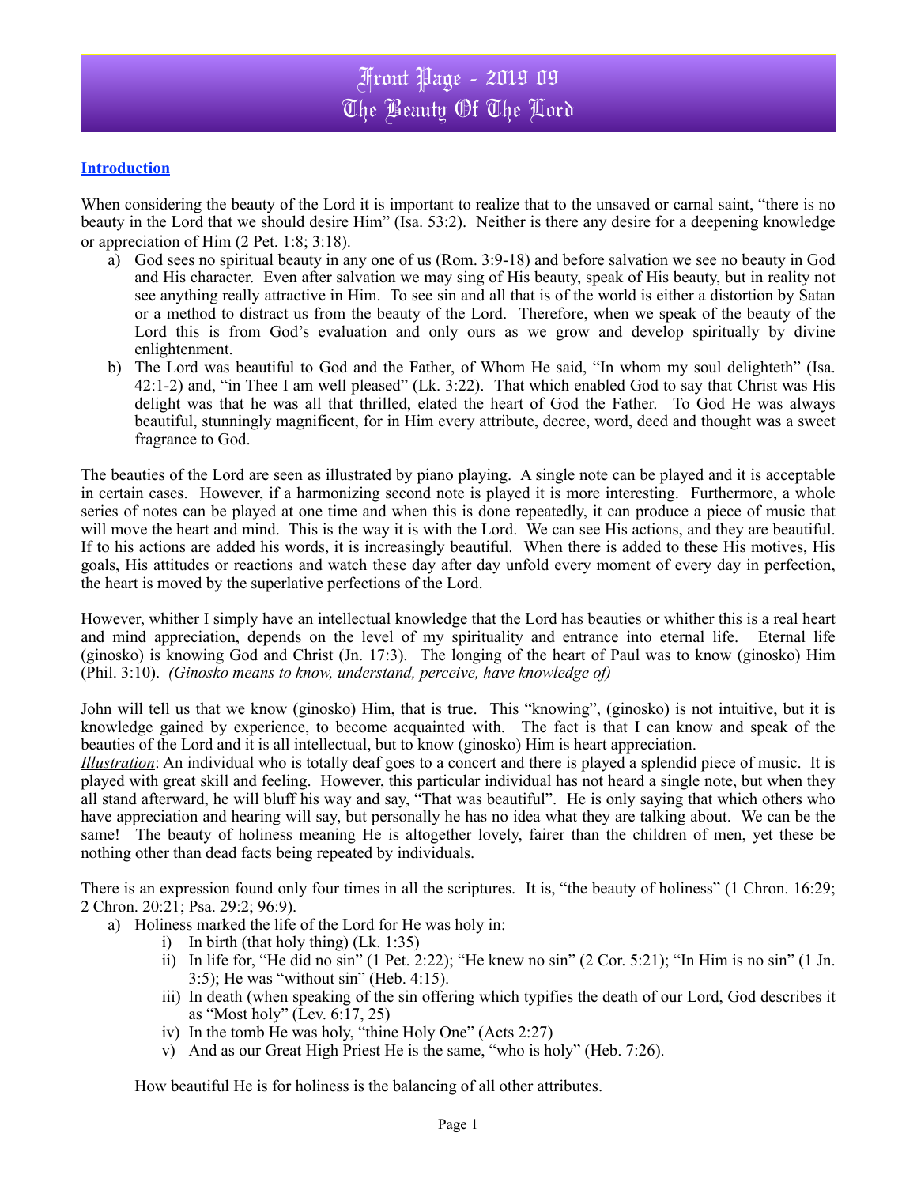# Front Page - 2019 09
# The Beauty Of The Lord

**Introduction**

When considering the beauty of the Lord it is important to realize that to the unsaved or carnal saint, "there is no beauty in the Lord that we should desire Him" (Isa. 53:2). Neither is there any desire for a deepening knowledge or appreciation of Him (2 Pet. 1:8; 3:18).

a) God sees no spiritual beauty in any one of us (Rom. 3:9-18) and before salvation we see no beauty in God and His character. Even after salvation we may sing of His beauty, speak of His beauty, but in reality not see anything really attractive in Him. To see sin and all that is of the world is either a distortion by Satan or a method to distract us from the beauty of the Lord. Therefore, when we speak of the beauty of the Lord this is from God's evaluation and only ours as we grow and develop spiritually by divine enlightenment.

b) The Lord was beautiful to God and the Father, of Whom He said, "In whom my soul delighteth" (Isa. 42:1-2) and, "in Thee I am well pleased" (Lk. 3:22). That which enabled God to say that Christ was His delight was that he was all that thrilled, elated the heart of God the Father. To God He was always beautiful, stunningly magnificent, for in Him every attribute, decree, word, deed and thought was a sweet fragrance to God.

The beauties of the Lord are seen as illustrated by piano playing. A single note can be played and it is acceptable in certain cases. However, if a harmonizing second note is played it is more interesting. Furthermore, a whole series of notes can be played at one time and when this is done repeatedly, it can produce a piece of music that will move the heart and mind. This is the way it is with the Lord. We can see His actions, and they are beautiful. If to his actions are added his words, it is increasingly beautiful. When there is added to these His motives, His goals, His attitudes or reactions and watch these day after day unfold every moment of every day in perfection, the heart is moved by the superlative perfections of the Lord.

However, whither I simply have an intellectual knowledge that the Lord has beauties or whither this is a real heart and mind appreciation, depends on the level of my spirituality and entrance into eternal life. Eternal life (ginosko) is knowing God and Christ (Jn. 17:3). The longing of the heart of Paul was to know (ginosko) Him (Phil. 3:10). *(Ginosko means to know, understand, perceive, have knowledge of)*

John will tell us that we know (ginosko) Him, that is true. This "knowing", (ginosko) is not intuitive, but it is knowledge gained by experience, to become acquainted with. The fact is that I can know and speak of the beauties of the Lord and it is all intellectual, but to know (ginosko) Him is heart appreciation.

***Illustration***: An individual who is totally deaf goes to a concert and there is played a splendid piece of music. It is played with great skill and feeling. However, this particular individual has not heard a single note, but when they all stand afterward, he will bluff his way and say, "That was beautiful". He is only saying that which others who have appreciation and hearing will say, but personally he has no idea what they are talking about. We can be the same! The beauty of holiness meaning He is altogether lovely, fairer than the children of men, yet these be nothing other than dead facts being repeated by individuals.

There is an expression found only four times in all the scriptures. It is, "the beauty of holiness" (1 Chron. 16:29; 2 Chron. 20:21; Psa. 29:2; 96:9).

a) Holiness marked the life of the Lord for He was holy in:
   i) In birth (that holy thing) (Lk. 1:35)
   ii) In life for, "He did no sin" (1 Pet. 2:22); "He knew no sin" (2 Cor. 5:21); "In Him is no sin" (1 Jn. 3:5); He was "without sin" (Heb. 4:15).
   iii) In death (when speaking of the sin offering which typifies the death of our Lord, God describes it as "Most holy" (Lev. 6:17, 25)
   iv) In the tomb He was holy, "thine Holy One" (Acts 2:27)
   v) And as our Great High Priest He is the same, "who is holy" (Heb. 7:26).

How beautiful He is for holiness is the balancing of all other attributes.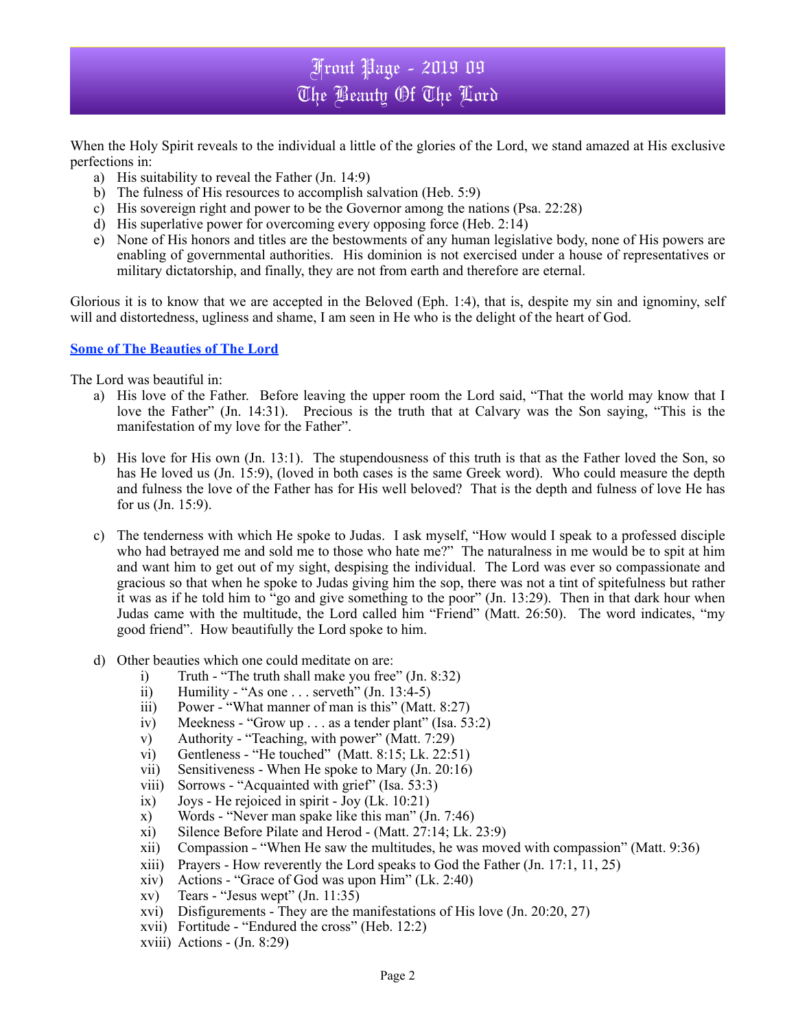# Front Page - 2019 09
# The Beauty Of The Lord

When the Holy Spirit reveals to the individual a little of the glories of the Lord, we stand amazed at His exclusive perfections in:

a) His suitability to reveal the Father (Jn. 14:9)
b) The fulness of His resources to accomplish salvation (Heb. 5:9)
c) His sovereign right and power to be the Governor among the nations (Psa. 22:28)
d) His superlative power for overcoming every opposing force (Heb. 2:14)
e) None of His honors and titles are the bestowments of any human legislative body, none of His powers are enabling of governmental authorities. His dominion is not exercised under a house of representatives or military dictatorship, and finally, they are not from earth and therefore are eternal.

Glorious it is to know that we are accepted in the Beloved (Eph. 1:4), that is, despite my sin and ignominy, self will and distortedness, ugliness and shame, I am seen in He who is the delight of the heart of God.

**Some of The Beauties of The Lord**

The Lord was beautiful in:

a) His love of the Father. Before leaving the upper room the Lord said, "That the world may know that I love the Father" (Jn. 14:31). Precious is the truth that at Calvary was the Son saying, "This is the manifestation of my love for the Father".

b) His love for His own (Jn. 13:1). The stupendousness of this truth is that as the Father loved the Son, so has He loved us (Jn. 15:9), (loved in both cases is the same Greek word). Who could measure the depth and fulness the love of the Father has for His well beloved? That is the depth and fulness of love He has for us (Jn. 15:9).

c) The tenderness with which He spoke to Judas. I ask myself, "How would I speak to a professed disciple who had betrayed me and sold me to those who hate me?" The naturalness in me would be to spit at him and want him to get out of my sight, despising the individual. The Lord was ever so compassionate and gracious so that when he spoke to Judas giving him the sop, there was not a tint of spitefulness but rather it was as if he told him to "go and give something to the poor" (Jn. 13:29). Then in that dark hour when Judas came with the multitude, the Lord called him "Friend" (Matt. 26:50). The word indicates, "my good friend". How beautifully the Lord spoke to him.

d) Other beauties which one could meditate on are:
   i) Truth - "The truth shall make you free" (Jn. 8:32)
   ii) Humility - "As one . . . serveth" (Jn. 13:4-5)
   iii) Power - "What manner of man is this" (Matt. 8:27)
   iv) Meekness - "Grow up . . . as a tender plant" (Isa. 53:2)
   v) Authority - "Teaching, with power" (Matt. 7:29)
   vi) Gentleness - "He touched" (Matt. 8:15; Lk. 22:51)
   vii) Sensitiveness - When He spoke to Mary (Jn. 20:16)
   viii) Sorrows - "Acquainted with grief" (Isa. 53:3)
   ix) Joys - He rejoiced in spirit - Joy (Lk. 10:21)
   x) Words - "Never man spake like this man" (Jn. 7:46)
   xi) Silence Before Pilate and Herod - (Matt. 27:14; Lk. 23:9)
   xii) Compassion - "When He saw the multitudes, he was moved with compassion" (Matt. 9:36)
   xiii) Prayers - How reverently the Lord speaks to God the Father (Jn. 17:1, 11, 25)
   xiv) Actions - "Grace of God was upon Him" (Lk. 2:40)
   xv) Tears - "Jesus wept" (Jn. 11:35)
   xvi) Disfigurements - They are the manifestations of His love (Jn. 20:20, 27)
   xvii) Fortitude - "Endured the cross" (Heb. 12:2)
   xviii) Actions - (Jn. 8:29)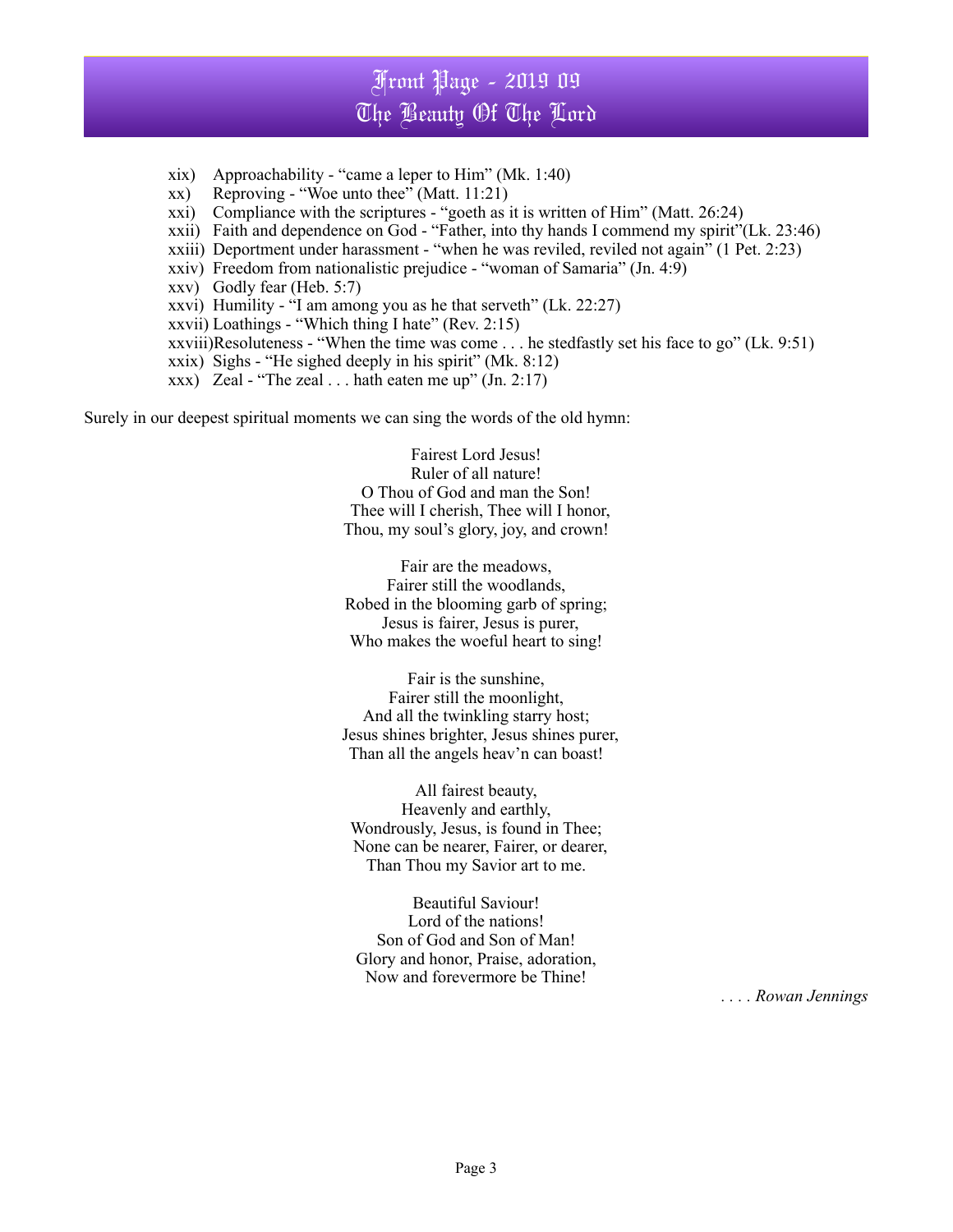xix) Approachability - "came a leper to Him" (Mk. 1:40)
xx) Reproving - "Woe unto thee" (Matt. 11:21)
xxi) Compliance with the scriptures - "goeth as it is written of Him" (Matt. 26:24)
xxii) Faith and dependence on God - "Father, into thy hands I commend my spirit"(Lk. 23:46)
xxiii) Deportment under harassment - "when he was reviled, reviled not again" (1 Pet. 2:23)
xxiv) Freedom from nationalistic prejudice - "woman of Samaria" (Jn. 4:9)
xxv) Godly fear (Heb. 5:7)
xxvi) Humility - "I am among you as he that serveth" (Lk. 22:27)
xxvii) Loathings - "Which thing I hate" (Rev. 2:15)
xxviii) Resoluteness - "When the time was come . . . he stedfastly set his face to go" (Lk. 9:51)
xxix) Sighs - "He sighed deeply in his spirit" (Mk. 8:12)
xxx) Zeal - "The zeal . . . hath eaten me up" (Jn. 2:17)

Surely in our deepest spiritual moments we can sing the words of the old hymn:

Fairest Lord Jesus!
Ruler of all nature!
O Thou of God and man the Son!
Thee will I cherish, Thee will I honor,
Thou, my soul's glory, joy, and crown!

Fair are the meadows,
Fairer still the woodlands,
Robed in the blooming garb of spring;
Jesus is fairer, Jesus is purer,
Who makes the woeful heart to sing!

Fair is the sunshine,
Fairer still the moonlight,
And all the twinkling starry host;
Jesus shines brighter, Jesus shines purer,
Than all the angels heav'n can boast!

All fairest beauty,
Heavenly and earthly,
Wondrously, Jesus, is found in Thee;
None can be nearer, Fairer, or dearer,
Than Thou my Savior art to me.

Beautiful Saviour!
Lord of the nations!
Son of God and Son of Man!
Glory and honor, Praise, adoration,
Now and forevermore be Thine!

. . . . *Rowan Jennings*